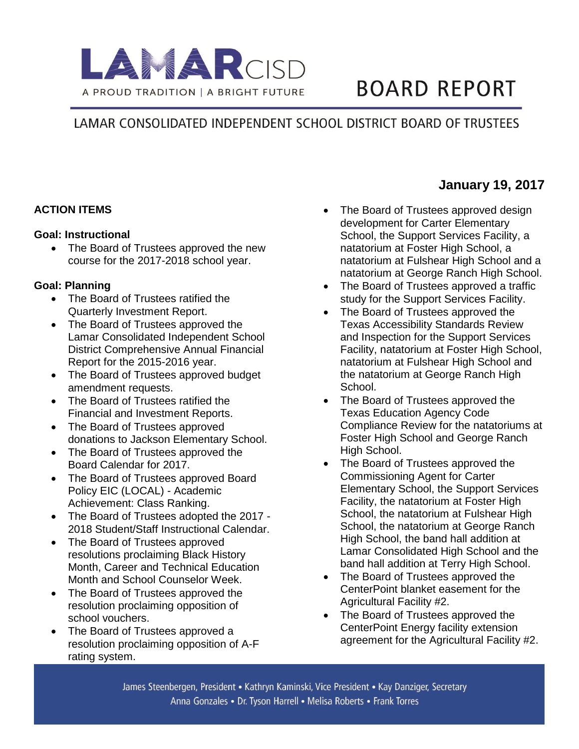# LAMAR CISD

A PROUD TRADITION | A BRIGHT FUTURE

# BOARD REPORT

## LAMAR CONSOLIDATED INDEPENDENT SCHOOL DISTRICT BOARD OF TRUSTEES

**January 19, 2017**

### ACTION ITEMS

**Goal: Instructional**

- The Board of Trustees approved the new course for the 2017-2018 school year.

**Goal: Planning**

- The Board of Trustees ratified the Quarterly Investment Report.
- The Board of Trustees approved the Lamar Consolidated Independent School District Comprehensive Annual Financial Report for the 2015-2016 year.
- The Board of Trustees approved budget amendment requests.
- The Board of Trustees ratified the Financial and Investment Reports.
- The Board of Trustees approved donations to Jackson Elementary School.
- The Board of Trustees approved the Board Calendar for 2017.
- The Board of Trustees approved Board Policy EIC (LOCAL) - Academic Achievement: Class Ranking.
- The Board of Trustees adopted the 2017 - 2018 Student/Staff Instructional Calendar.
- The Board of Trustees approved resolutions proclaiming Black History Month, Career and Technical Education Month and School Counselor Week.
- The Board of Trustees approved the resolution proclaiming opposition of school vouchers.
- The Board of Trustees approved a resolution proclaiming opposition of A-F rating system.
- The Board of Trustees approved design development for Carter Elementary School, the Support Services Facility, a natatorium at Foster High School, a natatorium at Fulshear High School and a natatorium at George Ranch High School.
- The Board of Trustees approved a traffic study for the Support Services Facility.
- The Board of Trustees approved the Texas Accessibility Standards Review and Inspection for the Support Services Facility, natatorium at Foster High School, natatorium at Fulshear High School and the natatorium at George Ranch High School.
- The Board of Trustees approved the Texas Education Agency Code Compliance Review for the natatoriums at Foster High School and George Ranch High School.
- The Board of Trustees approved the Commissioning Agent for Carter Elementary School, the Support Services Facility, the natatorium at Foster High School, the natatorium at Fulshear High School, the natatorium at George Ranch High School, the band hall addition at Lamar Consolidated High School and the band hall addition at Terry High School.
- The Board of Trustees approved the CenterPoint blanket easement for the Agricultural Facility #2.
- The Board of Trustees approved the CenterPoint Energy facility extension agreement for the Agricultural Facility #2.

James Steenbergen, President • Kathryn Kaminski, Vice President • Kay Danziger, Secretary
Anna Gonzales • Dr. Tyson Harrell • Melisa Roberts • Frank Torres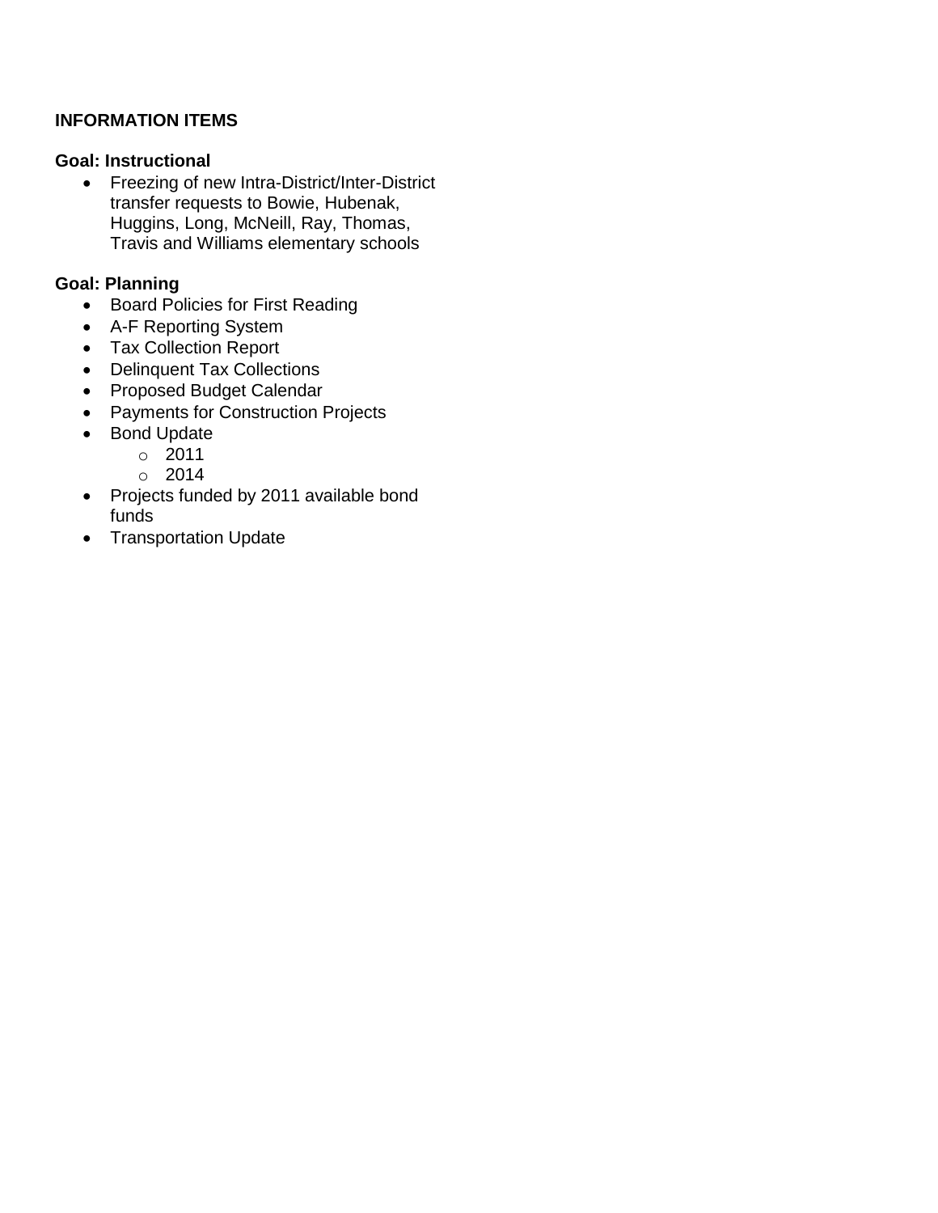**INFORMATION ITEMS**

**Goal: Instructional**

- Freezing of new Intra-District/Inter-District transfer requests to Bowie, Hubenak, Huggins, Long, McNeill, Ray, Thomas, Travis and Williams elementary schools

**Goal: Planning**

- Board Policies for First Reading
- A-F Reporting System
- Tax Collection Report
- Delinquent Tax Collections
- Proposed Budget Calendar
- Payments for Construction Projects
- Bond Update
  - 2011
  - 2014
- Projects funded by 2011 available bond funds
- Transportation Update